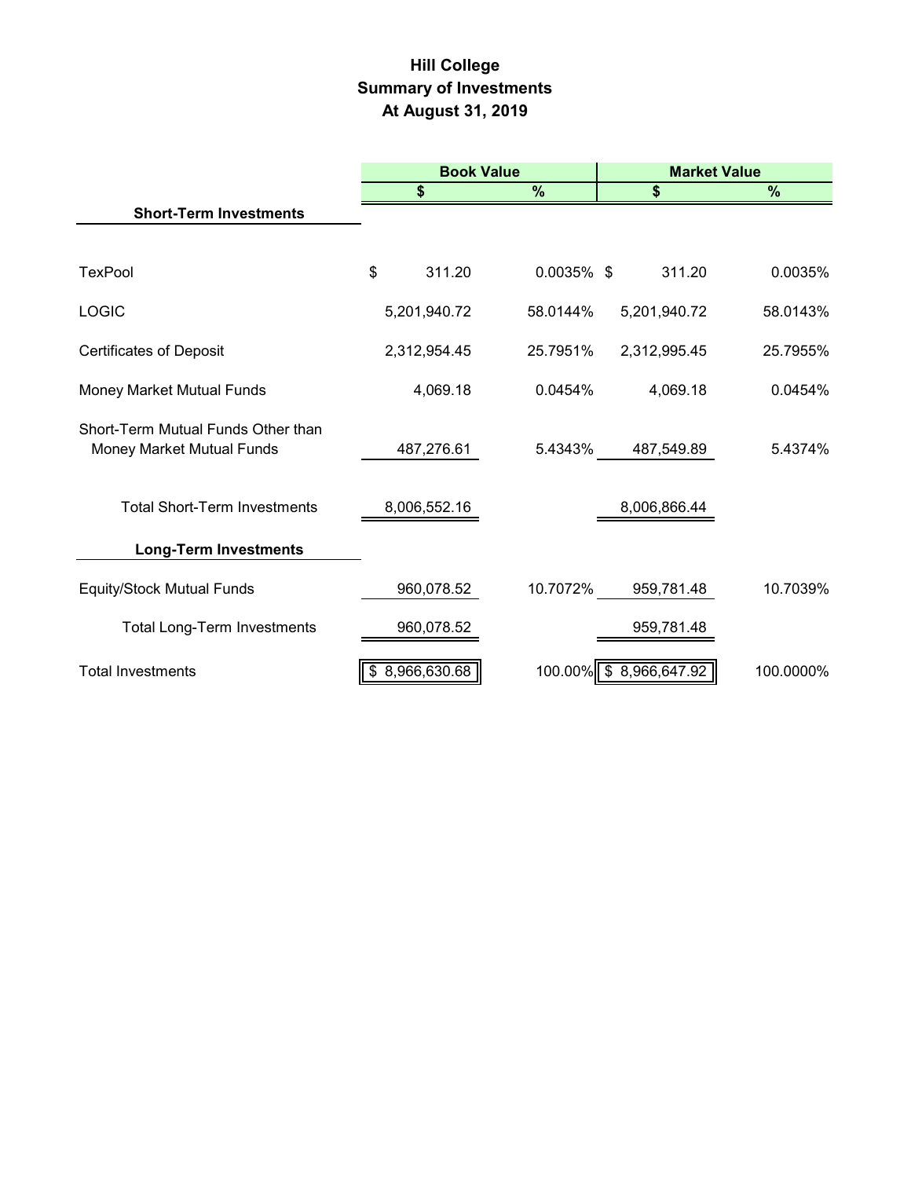# Hill College
## Summary of Investments
## At August 31, 2019

| | Book Value | | Market Value | |
|---|---|---|---|---|
| | $ | % | $ | % |
| **Short-Term Investments** | | | | |
| TexPool | $ 311.20 | 0.0035% | $ 311.20 | 0.0035% |
| LOGIC | 5,201,940.72 | 58.0144% | 5,201,940.72 | 58.0143% |
| Certificates of Deposit | 2,312,954.45 | 25.7951% | 2,312,995.45 | 25.7955% |
| Money Market Mutual Funds | 4,069.18 | 0.0454% | 4,069.18 | 0.0454% |
| Short-Term Mutual Funds Other than Money Market Mutual Funds | 487,276.61 | 5.4343% | 487,549.89 | 5.4374% |
| Total Short-Term Investments | 8,006,552.16 | | 8,006,866.44 | |
| **Long-Term Investments** | | | | |
| Equity/Stock Mutual Funds | 960,078.52 | 10.7072% | 959,781.48 | 10.7039% |
| Total Long-Term Investments | 960,078.52 | | 959,781.48 | |
| Total Investments | $ 8,966,630.68 | 100.00% | $ 8,966,647.92 | 100.0000% |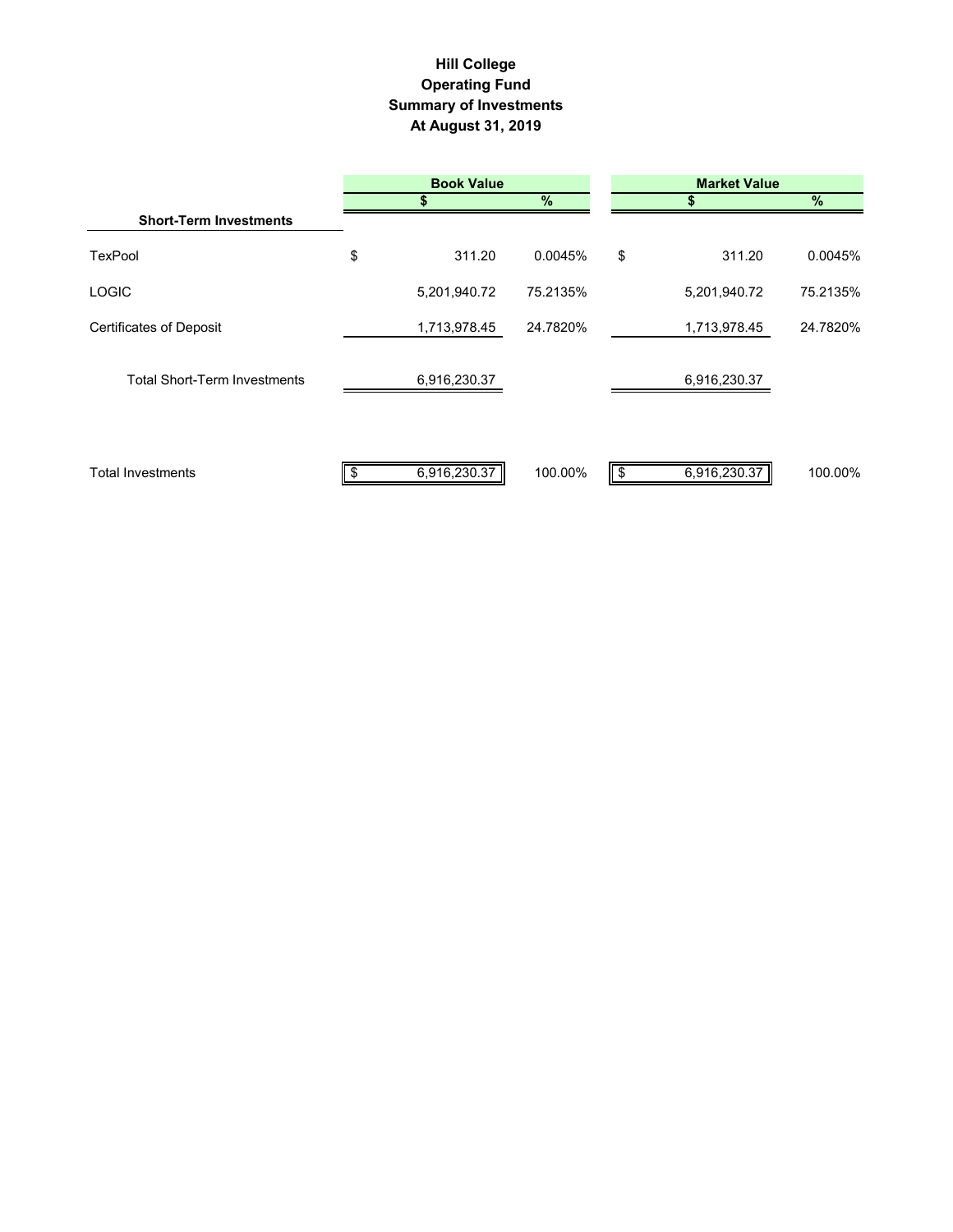# Hill College
## Operating Fund
## Summary of Investments
## At August 31, 2019

| | Book Value | | Market Value | |
|---|---|---|---|---|
| | $ | % | $ | % |
| **Short-Term Investments** | | | | |
| TexPool | $ 311.20 | 0.0045% | $ 311.20 | 0.0045% |
| LOGIC | 5,201,940.72 | 75.2135% | 5,201,940.72 | 75.2135% |
| Certificates of Deposit | 1,713,978.45 | 24.7820% | 1,713,978.45 | 24.7820% |
| Total Short-Term Investments | 6,916,230.37 | | 6,916,230.37 | |
| Total Investments | $ 6,916,230.37 | 100.00% | $ 6,916,230.37 | 100.00% |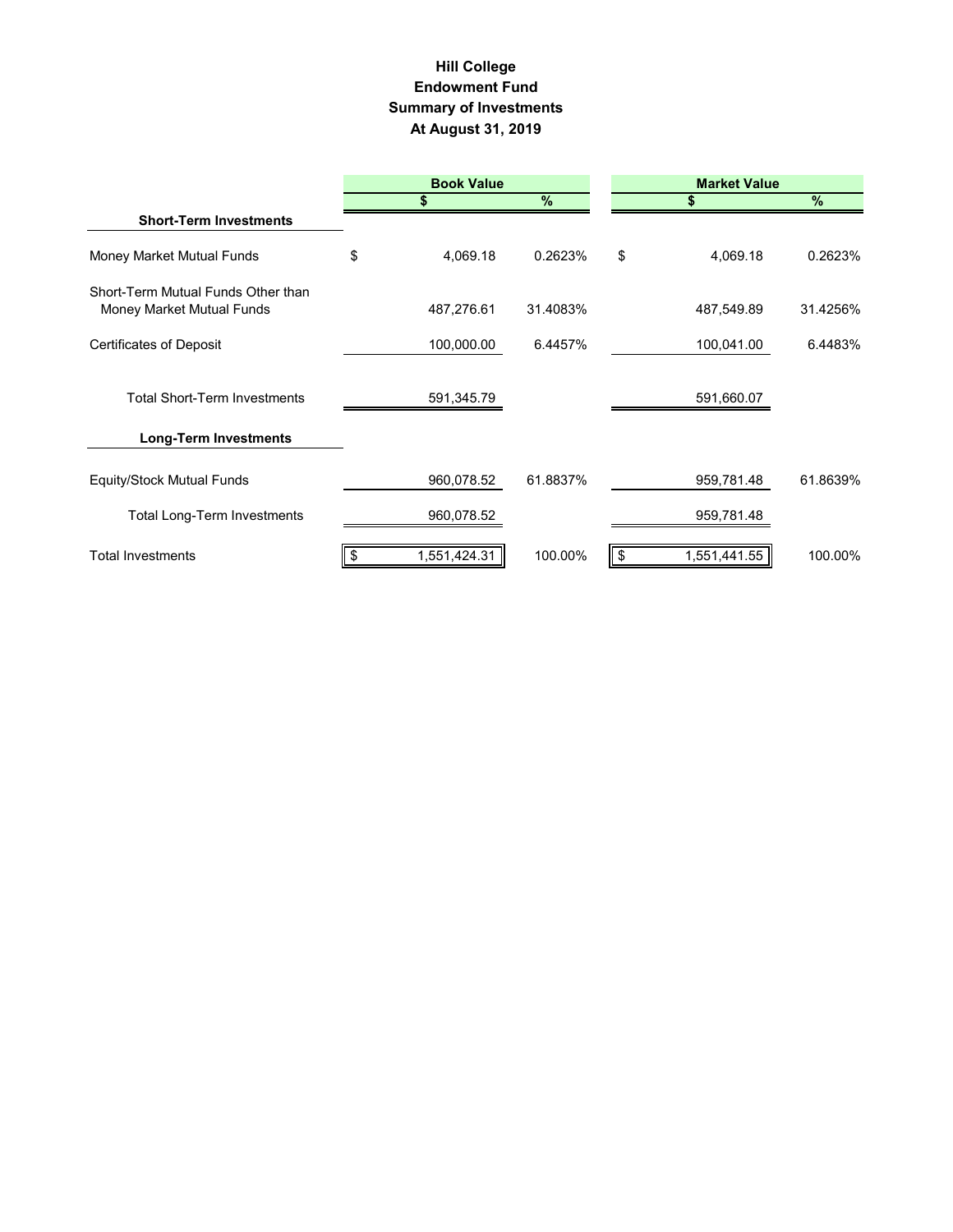# Hill College
## Endowment Fund
## Summary of Investments
## At August 31, 2019

| | Book Value | | Market Value | |
|---|---|---|---|---|
| | $ | % | $ | % |
| **Short-Term Investments** | | | | |
| Money Market Mutual Funds | $ 4,069.18 | 0.2623% | $ 4,069.18 | 0.2623% |
| Short-Term Mutual Funds Other than Money Market Mutual Funds | 487,276.61 | 31.4083% | 487,549.89 | 31.4256% |
| Certificates of Deposit | 100,000.00 | 6.4457% | 100,041.00 | 6.4483% |
| Total Short-Term Investments | 591,345.79 | | 591,660.07 | |
| **Long-Term Investments** | | | | |
| Equity/Stock Mutual Funds | 960,078.52 | 61.8837% | 959,781.48 | 61.8639% |
| Total Long-Term Investments | 960,078.52 | | 959,781.48 | |
| Total Investments | $ 1,551,424.31 | 100.00% | $ 1,551,441.55 | 100.00% |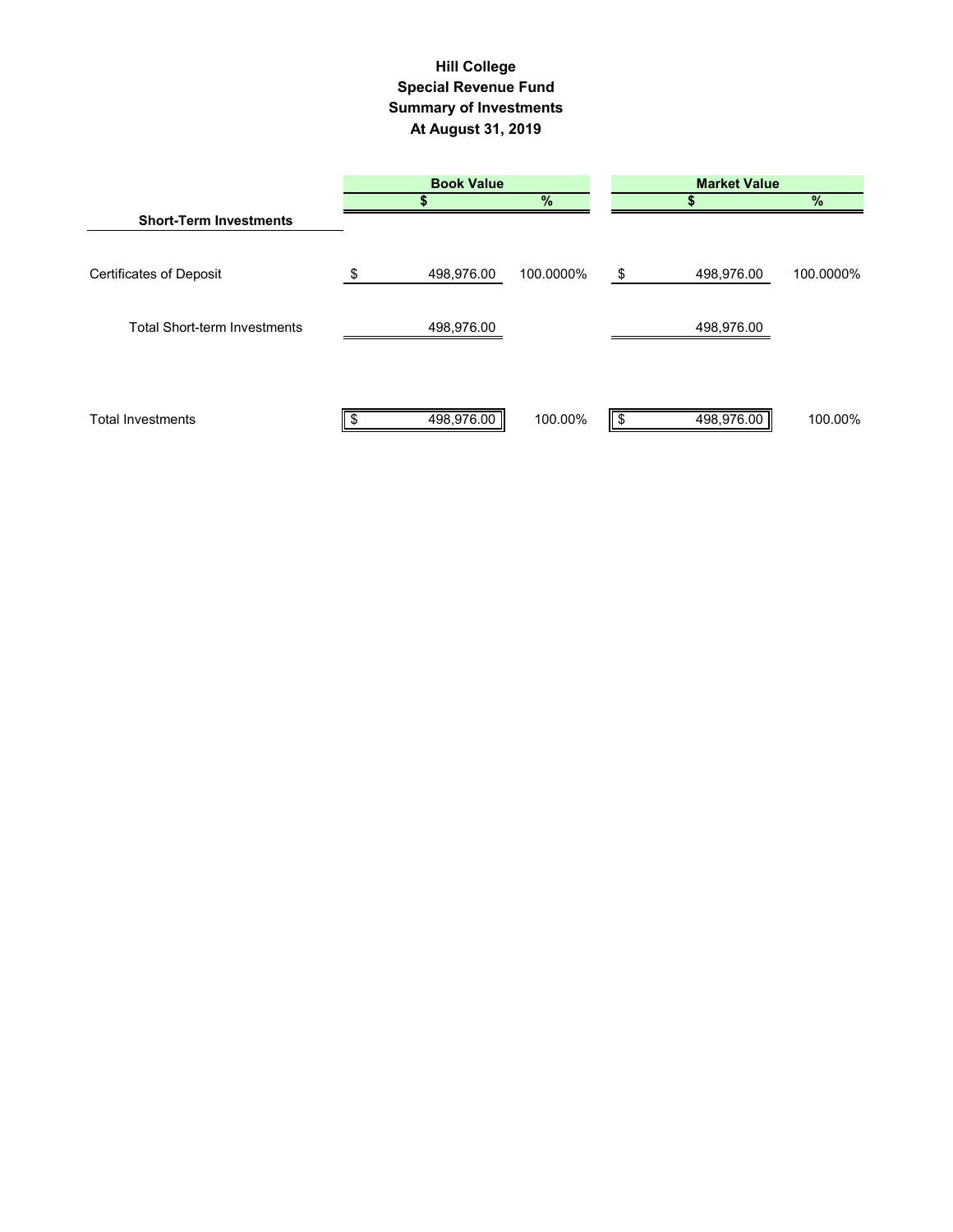# Hill College
## Special Revenue Fund
## Summary of Investments
## At August 31, 2019

| | Book Value | | Market Value | |
|---|---|---|---|---|
| | $ | % | $ | % |
| **Short-Term Investments** | | | | |
| Certificates of Deposit | $ 498,976.00 | 100.0000% | $ 498,976.00 | 100.0000% |
| Total Short-term Investments | 498,976.00 | | 498,976.00 | |
| Total Investments | $ 498,976.00 | 100.00% | $ 498,976.00 | 100.00% |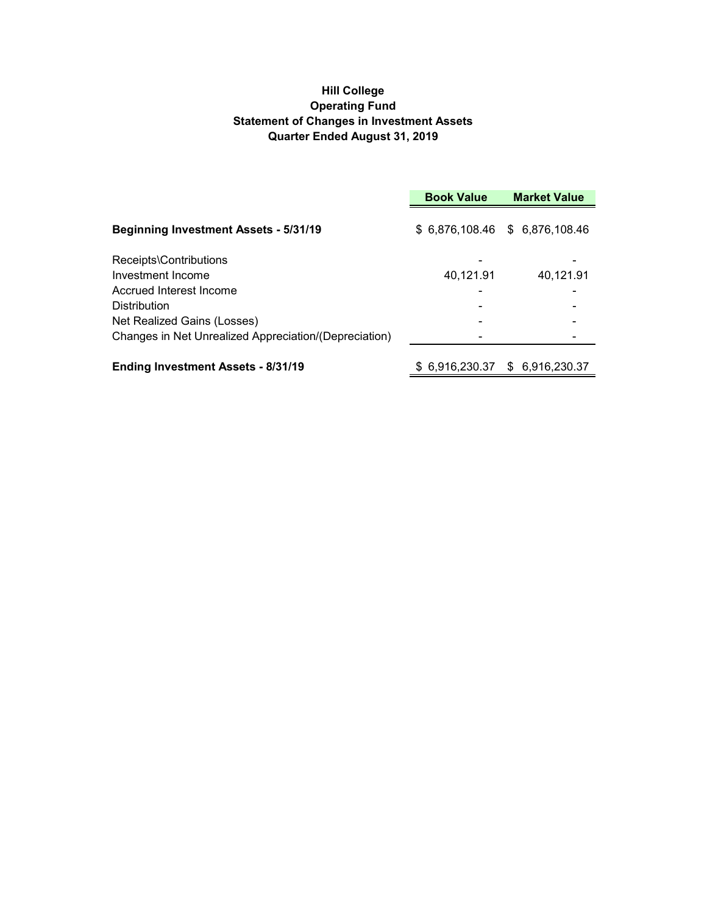**Hill College**
**Operating Fund**
**Statement of Changes in Investment Assets**
**Quarter Ended August 31, 2019**

| | Book Value | Market Value |
|---|---|---|
| **Beginning Investment Assets - 5/31/19** | $ 6,876,108.46 | $ 6,876,108.46 |
| Receipts\Contributions | - | - |
| Investment Income | 40,121.91 | 40,121.91 |
| Accrued Interest Income | - | - |
| Distribution | - | - |
| Net Realized Gains (Losses) | - | - |
| Changes in Net Unrealized Appreciation/(Depreciation) | - | - |
| **Ending Investment Assets - 8/31/19** | $ 6,916,230.37 | $ 6,916,230.37 |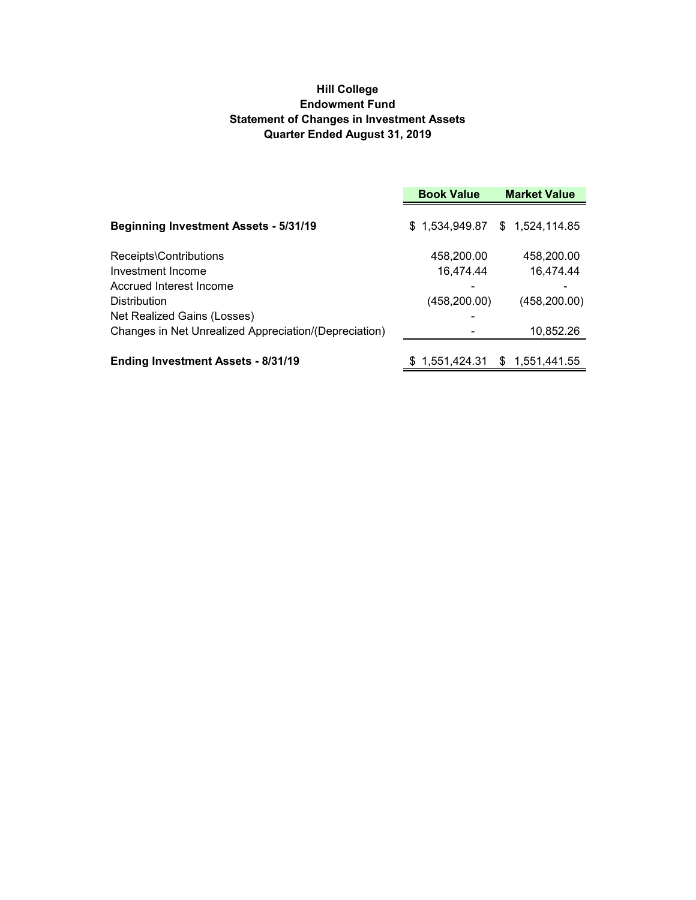**Hill College**
**Endowment Fund**
**Statement of Changes in Investment Assets**
**Quarter Ended August 31, 2019**

| | Book Value | Market Value |
|---|---|---|
| **Beginning Investment Assets - 5/31/19** | $ 1,534,949.87 | $ 1,524,114.85 |
| Receipts\Contributions | 458,200.00 | 458,200.00 |
| Investment Income | 16,474.44 | 16,474.44 |
| Accrued Interest Income | - | - |
| Distribution | (458,200.00) | (458,200.00) |
| Net Realized Gains (Losses) | - | |
| Changes in Net Unrealized Appreciation/(Depreciation) | - | 10,852.26 |
| **Ending Investment Assets - 8/31/19** | $ 1,551,424.31 | $ 1,551,441.55 |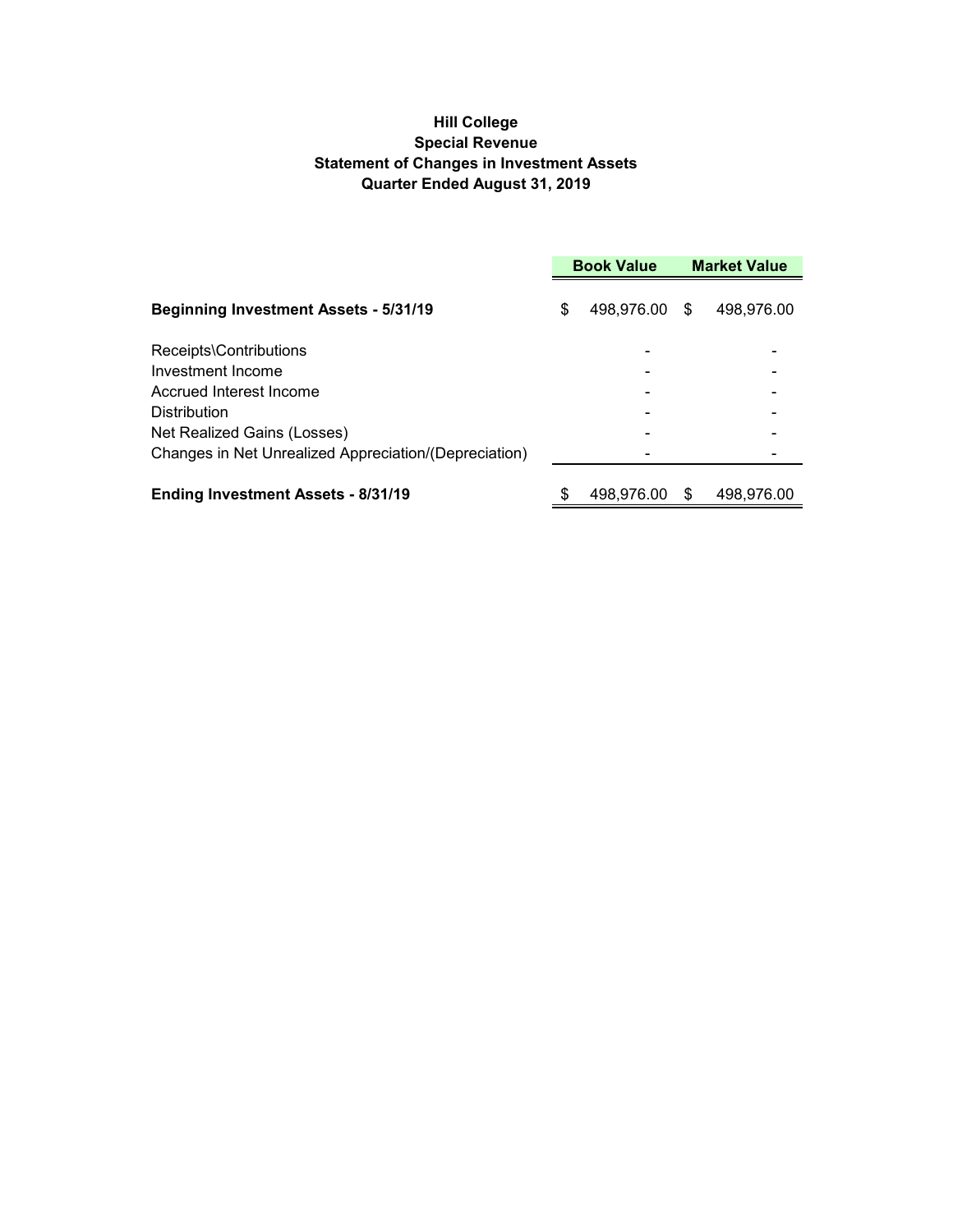**Hill College**
**Special Revenue**
**Statement of Changes in Investment Assets**
**Quarter Ended August 31, 2019**

| | Book Value | Market Value |
|---|---|---|
| **Beginning Investment Assets - 5/31/19** | $ 498,976.00 | $ 498,976.00 |
| Receipts\Contributions | - | - |
| Investment Income | - | - |
| Accrued Interest Income | - | - |
| Distribution | - | - |
| Net Realized Gains (Losses) | - | - |
| Changes in Net Unrealized Appreciation/(Depreciation) | - | - |
| **Ending Investment Assets - 8/31/19** | $ 498,976.00 | $ 498,976.00 |